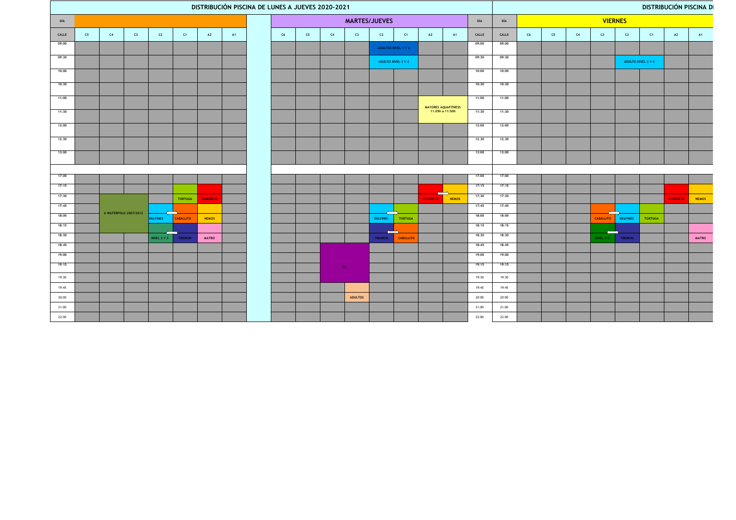# DISTRIBUCIÓN PISCINA DE LUNES A JUEVES 2020-2021

## LUNES/MIÉRCOLES

| CALLE | C5 | C4 | C3 | C2 | C1 | A2 | A1 |
|---|---|---|---|---|---|---|---|
| 09:00 | | | | | | | |
| 09:30 | | | | | | | |
| 10:00 | | | | | | | |
| 10:30 | | | | | | | |
| 11:00 | | | | | | | |
| 11:30 | | | | | | | |
| 12:00 | | | | | | | |
| 12.30 | | | | | | | |
| 13:00 | | | | | | | |
| 17:00 | | | | | | | |
| 17:15 | | | | | | | |
| 17:30 | | 6 WATERPOLO 2007/2012 | | | TORTUGA | CANGREJO | |
| 17:45 | | | | | | | |
| 18:00 | | | | DELFINES | CABALLITO | NEMOS | |
| 18:15 | | | | | | | |
| 18:30 | | | | NIVEL 2 Y 3 | TIBURON | MATRO | |
| 18:45 | | | | | | | |
| 19:00 | | | | | | | |
| 19:15 | | | | | | | |
| 19:30 | | | | | | | |
| 19:45 | | | | | | | |
| 20:00 | | | | | | | |
| 21:00 | | | | | | | |
| 22:00 | | | | | | | |

## MARTES/JUEVES

| C6 | C5 | C4 | C3 | C2 | C1 | A2 | A1 | CALLE |
|---|---|---|---|---|---|---|---|---|
| | | | | ADULTOS NIVEL 1 Y 2 | | | | 09:00 |
| | | | | ADULTO NIVEL 3 Y 4 | | | | 09:30 |
| | | | | | | | | 10:00 |
| | | | | | | | | 10:30 |
| | | | | | | MAYORES AQUAFITNESS 11.05h a 11:50h | | 11:00 |
| | | | | | | | | 11:30 |
| | | | | | | | | 12:00 |
| | | | | | | | | 12.30 |
| | | | | | | | | 13:00 |
| | | | | | | | | 17:00 |
| | | | | | | | | 17:15 |
| | | | | | | CANGREJO | NEMOS | 17:30 |
| | | | | | | | | 17:45 |
| | | | | DELFINES | TORTUGA | | | 18:00 |
| | | | | | | | | 18:15 |
| | | | | TIBURON | CABALLITO | | | 18:30 |
| | | | | | | | | 18:45 |
| | | EIC | | | | | | 19:00 |
| | | | | | | | | 19:15 |
| | | | | | | | | 19:30 |
| | | | | | | | | 19:45 |
| | | | ADULTOS | | | | | 20:00 |
| | | | | | | | | 21:00 |
| | | | | | | | | 22:00 |

# DISTRIBUCIÓN PISCINA DE

## VIERNES

| CALLE | C6 | C5 | C4 | C3 | C2 | C1 | A2 | A1 |
|---|---|---|---|---|---|---|---|---|
| 09:00 | | | | | | | | |
| 09:30 | | | | | ADULTO NIVEL 3 Y 4 | | | |
| 10:00 | | | | | | | | |
| 10:30 | | | | | | | | |
| 11:00 | | | | | | | | |
| 11:30 | | | | | | | | |
| 12:00 | | | | | | | | |
| 12.30 | | | | | | | | |
| 13:00 | | | | | | | | |
| 17:00 | | | | | | | | |
| 17:15 | | | | | | | | |
| 17:30 | | | | | | | CANGREJO | NEMOS |
| 17:45 | | | | | | | | |
| 18:00 | | | | CABALLITO | DELFINES | TORTUGA | | |
| 18:15 | | | | | | | | |
| 18:30 | | | | NIVEL 2/3 | TIBURON | | | MATRO |
| 18:45 | | | | | | | | |
| 19:00 | | | | | | | | |
| 19:15 | | | | | | | | |
| 19:30 | | | | | | | | |
| 19:45 | | | | | | | | |
| 20:00 | | | | | | | | |
| 21:00 | | | | | | | | |
| 22:00 | | | | | | | | |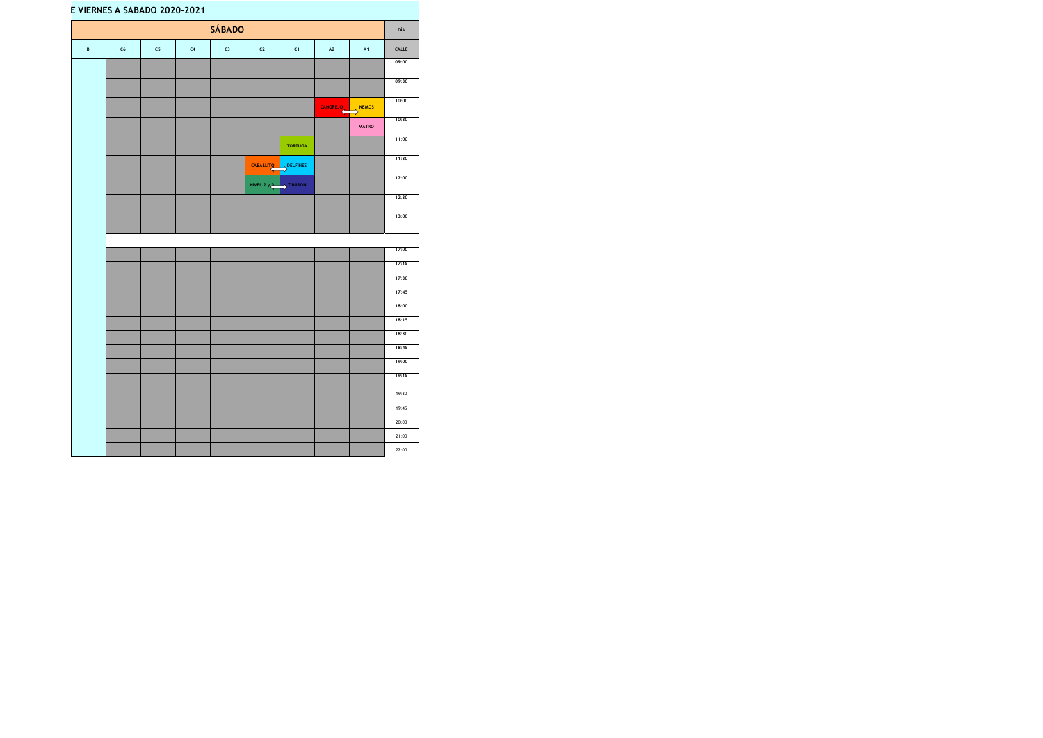# E VIERNES A SABADO 2020-2021

| SÁBADO | | | | | | | | | DÍA |
|---|---|---|---|---|---|---|---|---|---|
| B | C6 | C5 | C4 | C3 | C2 | C1 | A2 | A1 | CALLE |
| | | | | | | | | | 09:00 |
| | | | | | | | | | 09:30 |
| | | | | | | | CANGREJO | NEMOS | 10:00 |
| | | | | | | | | MATRO | 10:30 |
| | | | | | | TORTUGA | | | 11:00 |
| | | | | | CABALLITO | DELFINES | | | 11:30 |
| | | | | | NIVEL 2 y 3 | TIBURON | | | 12:00 |
| | | | | | | | | | 12.30 |
| | | | | | | | | | 13:00 |
| | | | | | | | | | 17:00 |
| | | | | | | | | | 17:15 |
| | | | | | | | | | 17:30 |
| | | | | | | | | | 17:45 |
| | | | | | | | | | 18:00 |
| | | | | | | | | | 18:15 |
| | | | | | | | | | 18:30 |
| | | | | | | | | | 18:45 |
| | | | | | | | | | 19:00 |
| | | | | | | | | | 19:15 |
| | | | | | | | | | 19:30 |
| | | | | | | | | | 19:45 |
| | | | | | | | | | 20:00 |
| | | | | | | | | | 21:00 |
| | | | | | | | | | 22:00 |